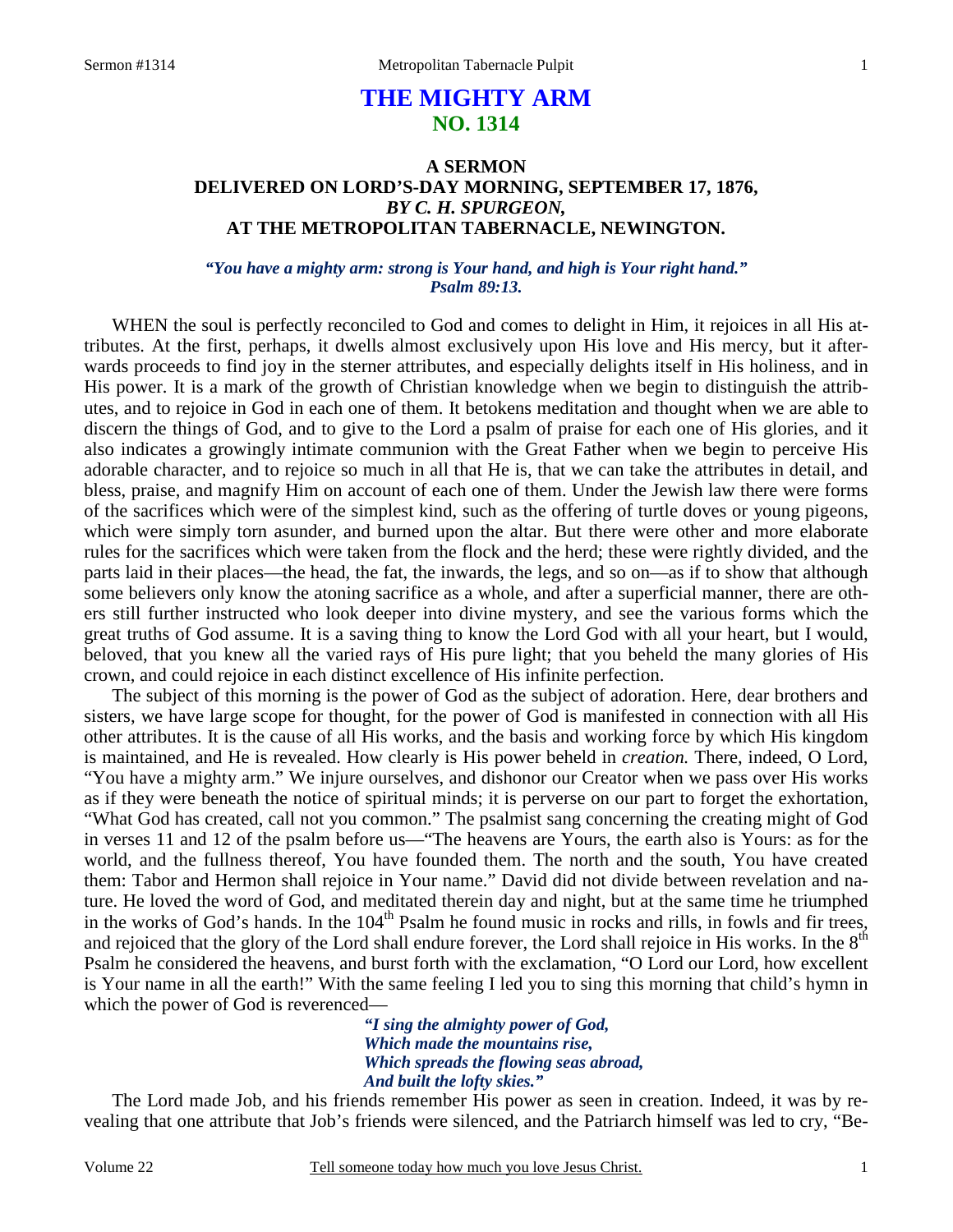# THE MIGHTY ARM
## NO. 1314

### A SERMON DELIVERED ON LORD'S-DAY MORNING, SEPTEMBER 17, 1876, *BY C. H. SPURGEON,* AT THE METROPOLITAN TABERNACLE, NEWINGTON.

***"You have a mighty arm: strong is Your hand, and high is Your right hand." Psalm 89:13.***

WHEN the soul is perfectly reconciled to God and comes to delight in Him, it rejoices in all His attributes. At the first, perhaps, it dwells almost exclusively upon His love and His mercy, but it afterwards proceeds to find joy in the sterner attributes, and especially delights itself in His holiness, and in His power. It is a mark of the growth of Christian knowledge when we begin to distinguish the attributes, and to rejoice in God in each one of them. It betokens meditation and thought when we are able to discern the things of God, and to give to the Lord a psalm of praise for each one of His glories, and it also indicates a growingly intimate communion with the Great Father when we begin to perceive His adorable character, and to rejoice so much in all that He is, that we can take the attributes in detail, and bless, praise, and magnify Him on account of each one of them. Under the Jewish law there were forms of the sacrifices which were of the simplest kind, such as the offering of turtle doves or young pigeons, which were simply torn asunder, and burned upon the altar. But there were other and more elaborate rules for the sacrifices which were taken from the flock and the herd; these were rightly divided, and the parts laid in their places—the head, the fat, the inwards, the legs, and so on—as if to show that although some believers only know the atoning sacrifice as a whole, and after a superficial manner, there are others still further instructed who look deeper into divine mystery, and see the various forms which the great truths of God assume. It is a saving thing to know the Lord God with all your heart, but I would, beloved, that you knew all the varied rays of His pure light; that you beheld the many glories of His crown, and could rejoice in each distinct excellence of His infinite perfection.

The subject of this morning is the power of God as the subject of adoration. Here, dear brothers and sisters, we have large scope for thought, for the power of God is manifested in connection with all His other attributes. It is the cause of all His works, and the basis and working force by which His kingdom is maintained, and He is revealed. How clearly is His power beheld in *creation.* There, indeed, O Lord, "You have a mighty arm." We injure ourselves, and dishonor our Creator when we pass over His works as if they were beneath the notice of spiritual minds; it is perverse on our part to forget the exhortation, "What God has created, call not you common." The psalmist sang concerning the creating might of God in verses 11 and 12 of the psalm before us—"The heavens are Yours, the earth also is Yours: as for the world, and the fullness thereof, You have founded them. The north and the south, You have created them: Tabor and Hermon shall rejoice in Your name." David did not divide between revelation and nature. He loved the word of God, and meditated therein day and night, but at the same time he triumphed in the works of God's hands. In the 104th Psalm he found music in rocks and rills, in fowls and fir trees, and rejoiced that the glory of the Lord shall endure forever, the Lord shall rejoice in His works. In the 8th Psalm he considered the heavens, and burst forth with the exclamation, "O Lord our Lord, how excellent is Your name in all the earth!" With the same feeling I led you to sing this morning that child's hymn in which the power of God is reverenced—

> ***"I sing the almighty power of God,***
> ***Which made the mountains rise,***
> ***Which spreads the flowing seas abroad,***
> ***And built the lofty skies."***

The Lord made Job, and his friends remember His power as seen in creation. Indeed, it was by revealing that one attribute that Job's friends were silenced, and the Patriarch himself was led to cry, "Be-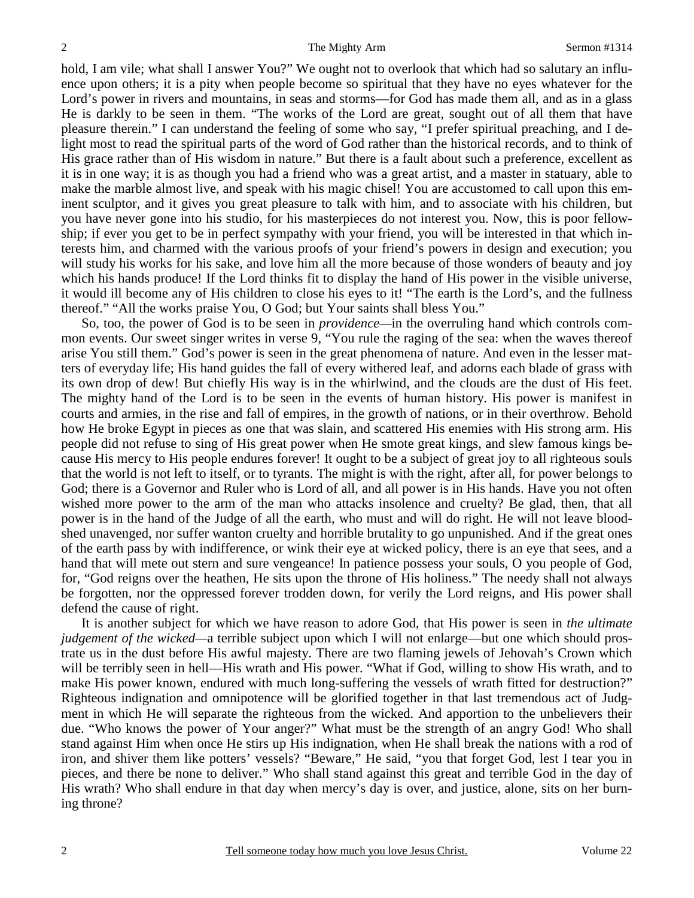hold, I am vile; what shall I answer You?" We ought not to overlook that which had so salutary an influence upon others; it is a pity when people become so spiritual that they have no eyes whatever for the Lord's power in rivers and mountains, in seas and storms—for God has made them all, and as in a glass He is darkly to be seen in them. "The works of the Lord are great, sought out of all them that have pleasure therein." I can understand the feeling of some who say, "I prefer spiritual preaching, and I delight most to read the spiritual parts of the word of God rather than the historical records, and to think of His grace rather than of His wisdom in nature." But there is a fault about such a preference, excellent as it is in one way; it is as though you had a friend who was a great artist, and a master in statuary, able to make the marble almost live, and speak with his magic chisel! You are accustomed to call upon this eminent sculptor, and it gives you great pleasure to talk with him, and to associate with his children, but you have never gone into his studio, for his masterpieces do not interest you. Now, this is poor fellowship; if ever you get to be in perfect sympathy with your friend, you will be interested in that which interests him, and charmed with the various proofs of your friend's powers in design and execution; you will study his works for his sake, and love him all the more because of those wonders of beauty and joy which his hands produce! If the Lord thinks fit to display the hand of His power in the visible universe, it would ill become any of His children to close his eyes to it! "The earth is the Lord's, and the fullness thereof." "All the works praise You, O God; but Your saints shall bless You."

So, too, the power of God is to be seen in *providence*—in the overruling hand which controls common events. Our sweet singer writes in verse 9, "You rule the raging of the sea: when the waves thereof arise You still them." God's power is seen in the great phenomena of nature. And even in the lesser matters of everyday life; His hand guides the fall of every withered leaf, and adorns each blade of grass with its own drop of dew! But chiefly His way is in the whirlwind, and the clouds are the dust of His feet. The mighty hand of the Lord is to be seen in the events of human history. His power is manifest in courts and armies, in the rise and fall of empires, in the growth of nations, or in their overthrow. Behold how He broke Egypt in pieces as one that was slain, and scattered His enemies with His strong arm. His people did not refuse to sing of His great power when He smote great kings, and slew famous kings because His mercy to His people endures forever! It ought to be a subject of great joy to all righteous souls that the world is not left to itself, or to tyrants. The might is with the right, after all, for power belongs to God; there is a Governor and Ruler who is Lord of all, and all power is in His hands. Have you not often wished more power to the arm of the man who attacks insolence and cruelty? Be glad, then, that all power is in the hand of the Judge of all the earth, who must and will do right. He will not leave bloodshed unavenged, nor suffer wanton cruelty and horrible brutality to go unpunished. And if the great ones of the earth pass by with indifference, or wink their eye at wicked policy, there is an eye that sees, and a hand that will mete out stern and sure vengeance! In patience possess your souls, O you people of God, for, "God reigns over the heathen, He sits upon the throne of His holiness." The needy shall not always be forgotten, nor the oppressed forever trodden down, for verily the Lord reigns, and His power shall defend the cause of right.

It is another subject for which we have reason to adore God, that His power is seen in *the ultimate judgement of the wicked*—a terrible subject upon which I will not enlarge—but one which should prostrate us in the dust before His awful majesty. There are two flaming jewels of Jehovah's Crown which will be terribly seen in hell—His wrath and His power. "What if God, willing to show His wrath, and to make His power known, endured with much long-suffering the vessels of wrath fitted for destruction?" Righteous indignation and omnipotence will be glorified together in that last tremendous act of Judgment in which He will separate the righteous from the wicked. And apportion to the unbelievers their due. "Who knows the power of Your anger?" What must be the strength of an angry God! Who shall stand against Him when once He stirs up His indignation, when He shall break the nations with a rod of iron, and shiver them like potters' vessels? "Beware," He said, "you that forget God, lest I tear you in pieces, and there be none to deliver." Who shall stand against this great and terrible God in the day of His wrath? Who shall endure in that day when mercy's day is over, and justice, alone, sits on her burning throne?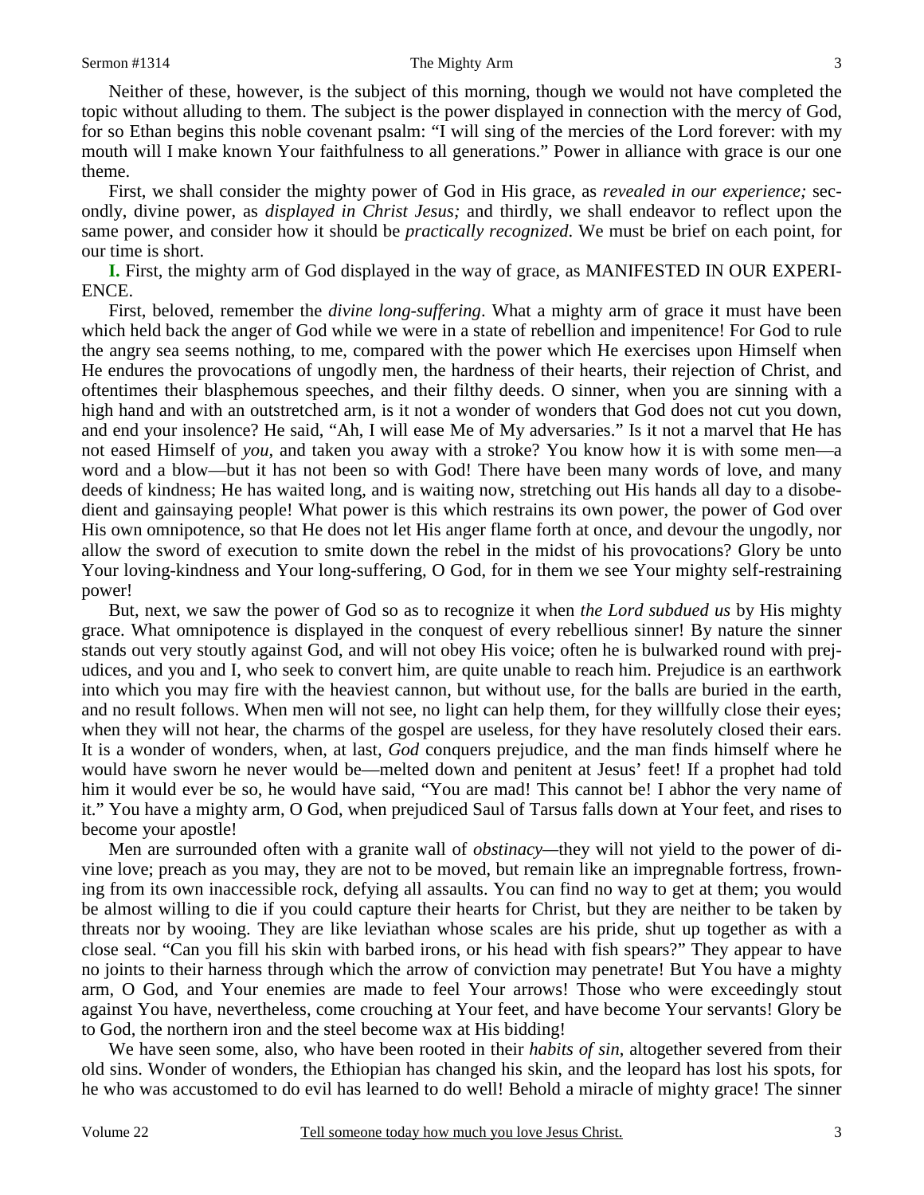Neither of these, however, is the subject of this morning, though we would not have completed the topic without alluding to them. The subject is the power displayed in connection with the mercy of God, for so Ethan begins this noble covenant psalm: "I will sing of the mercies of the Lord forever: with my mouth will I make known Your faithfulness to all generations." Power in alliance with grace is our one theme.

First, we shall consider the mighty power of God in His grace, as *revealed in our experience;* secondly, divine power, as *displayed in Christ Jesus;* and thirdly, we shall endeavor to reflect upon the same power, and consider how it should be *practically recognized*. We must be brief on each point, for our time is short.

**I.** First, the mighty arm of God displayed in the way of grace, as MANIFESTED IN OUR EXPERIENCE.

First, beloved, remember the *divine long-suffering*. What a mighty arm of grace it must have been which held back the anger of God while we were in a state of rebellion and impenitence! For God to rule the angry sea seems nothing, to me, compared with the power which He exercises upon Himself when He endures the provocations of ungodly men, the hardness of their hearts, their rejection of Christ, and oftentimes their blasphemous speeches, and their filthy deeds. O sinner, when you are sinning with a high hand and with an outstretched arm, is it not a wonder of wonders that God does not cut you down, and end your insolence? He said, "Ah, I will ease Me of My adversaries." Is it not a marvel that He has not eased Himself of *you,* and taken you away with a stroke? You know how it is with some men—a word and a blow—but it has not been so with God! There have been many words of love, and many deeds of kindness; He has waited long, and is waiting now, stretching out His hands all day to a disobedient and gainsaying people! What power is this which restrains its own power, the power of God over His own omnipotence, so that He does not let His anger flame forth at once, and devour the ungodly, nor allow the sword of execution to smite down the rebel in the midst of his provocations? Glory be unto Your loving-kindness and Your long-suffering, O God, for in them we see Your mighty self-restraining power!

But, next, we saw the power of God so as to recognize it when *the Lord subdued us* by His mighty grace. What omnipotence is displayed in the conquest of every rebellious sinner! By nature the sinner stands out very stoutly against God, and will not obey His voice; often he is bulwarked round with prejudices, and you and I, who seek to convert him, are quite unable to reach him. Prejudice is an earthwork into which you may fire with the heaviest cannon, but without use, for the balls are buried in the earth, and no result follows. When men will not see, no light can help them, for they willfully close their eyes; when they will not hear, the charms of the gospel are useless, for they have resolutely closed their ears. It is a wonder of wonders, when, at last, *God* conquers prejudice, and the man finds himself where he would have sworn he never would be—melted down and penitent at Jesus' feet! If a prophet had told him it would ever be so, he would have said, "You are mad! This cannot be! I abhor the very name of it." You have a mighty arm, O God, when prejudiced Saul of Tarsus falls down at Your feet, and rises to become your apostle!

Men are surrounded often with a granite wall of *obstinacy*—they will not yield to the power of divine love; preach as you may, they are not to be moved, but remain like an impregnable fortress, frowning from its own inaccessible rock, defying all assaults. You can find no way to get at them; you would be almost willing to die if you could capture their hearts for Christ, but they are neither to be taken by threats nor by wooing. They are like leviathan whose scales are his pride, shut up together as with a close seal. "Can you fill his skin with barbed irons, or his head with fish spears?" They appear to have no joints to their harness through which the arrow of conviction may penetrate! But You have a mighty arm, O God, and Your enemies are made to feel Your arrows! Those who were exceedingly stout against You have, nevertheless, come crouching at Your feet, and have become Your servants! Glory be to God, the northern iron and the steel become wax at His bidding!

We have seen some, also, who have been rooted in their *habits of sin*, altogether severed from their old sins. Wonder of wonders, the Ethiopian has changed his skin, and the leopard has lost his spots, for he who was accustomed to do evil has learned to do well! Behold a miracle of mighty grace! The sinner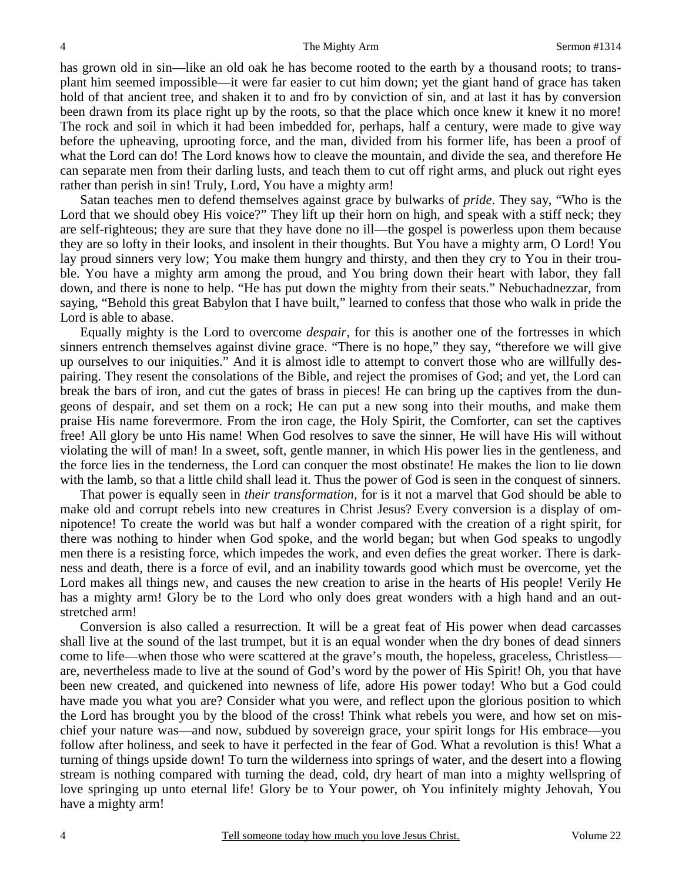has grown old in sin—like an old oak he has become rooted to the earth by a thousand roots; to transplant him seemed impossible—it were far easier to cut him down; yet the giant hand of grace has taken hold of that ancient tree, and shaken it to and fro by conviction of sin, and at last it has by conversion been drawn from its place right up by the roots, so that the place which once knew it knew it no more! The rock and soil in which it had been imbedded for, perhaps, half a century, were made to give way before the upheaving, uprooting force, and the man, divided from his former life, has been a proof of what the Lord can do! The Lord knows how to cleave the mountain, and divide the sea, and therefore He can separate men from their darling lusts, and teach them to cut off right arms, and pluck out right eyes rather than perish in sin! Truly, Lord, You have a mighty arm!

Satan teaches men to defend themselves against grace by bulwarks of *pride*. They say, "Who is the Lord that we should obey His voice?" They lift up their horn on high, and speak with a stiff neck; they are self-righteous; they are sure that they have done no ill—the gospel is powerless upon them because they are so lofty in their looks, and insolent in their thoughts. But You have a mighty arm, O Lord! You lay proud sinners very low; You make them hungry and thirsty, and then they cry to You in their trouble. You have a mighty arm among the proud, and You bring down their heart with labor, they fall down, and there is none to help. "He has put down the mighty from their seats." Nebuchadnezzar, from saying, "Behold this great Babylon that I have built," learned to confess that those who walk in pride the Lord is able to abase.

Equally mighty is the Lord to overcome *despair,* for this is another one of the fortresses in which sinners entrench themselves against divine grace. "There is no hope," they say, "therefore we will give up ourselves to our iniquities." And it is almost idle to attempt to convert those who are willfully despairing. They resent the consolations of the Bible, and reject the promises of God; and yet, the Lord can break the bars of iron, and cut the gates of brass in pieces! He can bring up the captives from the dungeons of despair, and set them on a rock; He can put a new song into their mouths, and make them praise His name forevermore. From the iron cage, the Holy Spirit, the Comforter, can set the captives free! All glory be unto His name! When God resolves to save the sinner, He will have His will without violating the will of man! In a sweet, soft, gentle manner, in which His power lies in the gentleness, and the force lies in the tenderness, the Lord can conquer the most obstinate! He makes the lion to lie down with the lamb, so that a little child shall lead it. Thus the power of God is seen in the conquest of sinners.

That power is equally seen in *their transformation,* for is it not a marvel that God should be able to make old and corrupt rebels into new creatures in Christ Jesus? Every conversion is a display of omnipotence! To create the world was but half a wonder compared with the creation of a right spirit, for there was nothing to hinder when God spoke, and the world began; but when God speaks to ungodly men there is a resisting force, which impedes the work, and even defies the great worker. There is darkness and death, there is a force of evil, and an inability towards good which must be overcome, yet the Lord makes all things new, and causes the new creation to arise in the hearts of His people! Verily He has a mighty arm! Glory be to the Lord who only does great wonders with a high hand and an outstretched arm!

Conversion is also called a resurrection. It will be a great feat of His power when dead carcasses shall live at the sound of the last trumpet, but it is an equal wonder when the dry bones of dead sinners come to life—when those who were scattered at the grave's mouth, the hopeless, graceless, Christless—are, nevertheless made to live at the sound of God's word by the power of His Spirit! Oh, you that have been new created, and quickened into newness of life, adore His power today! Who but a God could have made you what you are? Consider what you were, and reflect upon the glorious position to which the Lord has brought you by the blood of the cross! Think what rebels you were, and how set on mischief your nature was—and now, subdued by sovereign grace, your spirit longs for His embrace—you follow after holiness, and seek to have it perfected in the fear of God. What a revolution is this! What a turning of things upside down! To turn the wilderness into springs of water, and the desert into a flowing stream is nothing compared with turning the dead, cold, dry heart of man into a mighty wellspring of love springing up unto eternal life! Glory be to Your power, oh You infinitely mighty Jehovah, You have a mighty arm!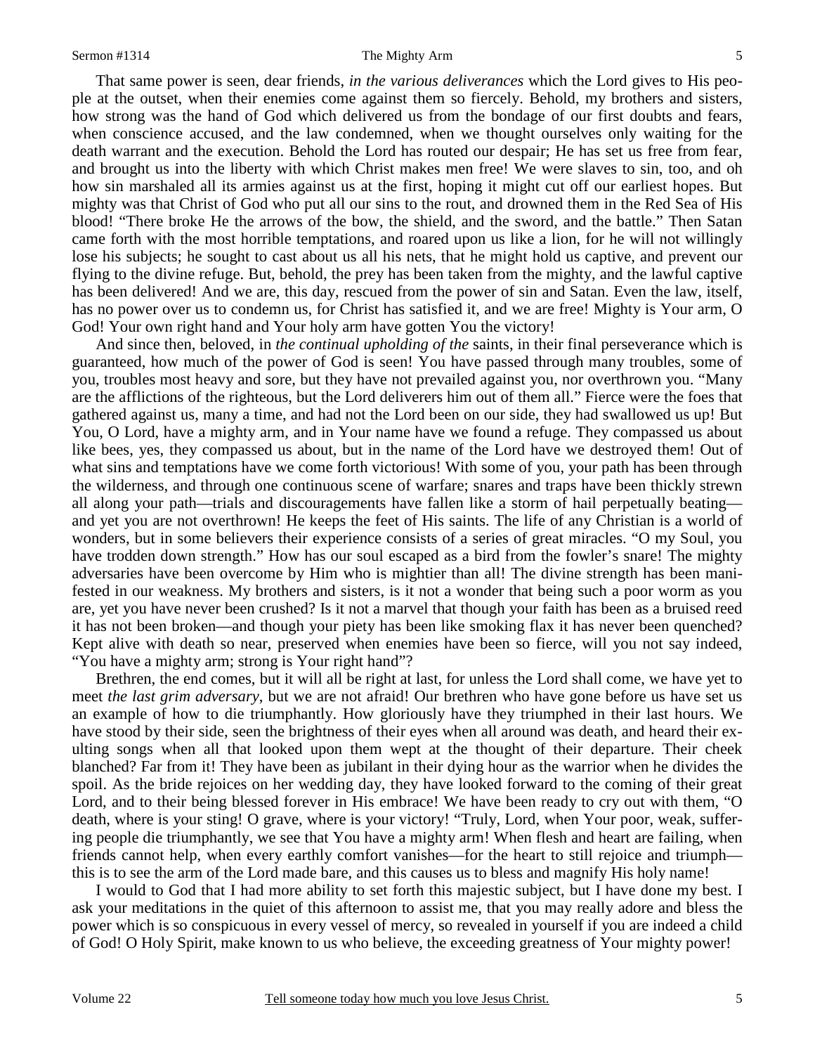That same power is seen, dear friends, *in the various deliverances* which the Lord gives to His people at the outset, when their enemies come against them so fiercely. Behold, my brothers and sisters, how strong was the hand of God which delivered us from the bondage of our first doubts and fears, when conscience accused, and the law condemned, when we thought ourselves only waiting for the death warrant and the execution. Behold the Lord has routed our despair; He has set us free from fear, and brought us into the liberty with which Christ makes men free! We were slaves to sin, too, and oh how sin marshaled all its armies against us at the first, hoping it might cut off our earliest hopes. But mighty was that Christ of God who put all our sins to the rout, and drowned them in the Red Sea of His blood! "There broke He the arrows of the bow, the shield, and the sword, and the battle." Then Satan came forth with the most horrible temptations, and roared upon us like a lion, for he will not willingly lose his subjects; he sought to cast about us all his nets, that he might hold us captive, and prevent our flying to the divine refuge. But, behold, the prey has been taken from the mighty, and the lawful captive has been delivered! And we are, this day, rescued from the power of sin and Satan. Even the law, itself, has no power over us to condemn us, for Christ has satisfied it, and we are free! Mighty is Your arm, O God! Your own right hand and Your holy arm have gotten You the victory!

And since then, beloved, in *the continual upholding of the* saints, in their final perseverance which is guaranteed, how much of the power of God is seen! You have passed through many troubles, some of you, troubles most heavy and sore, but they have not prevailed against you, nor overthrown you. "Many are the afflictions of the righteous, but the Lord deliverers him out of them all." Fierce were the foes that gathered against us, many a time, and had not the Lord been on our side, they had swallowed us up! But You, O Lord, have a mighty arm, and in Your name have we found a refuge. They compassed us about like bees, yes, they compassed us about, but in the name of the Lord have we destroyed them! Out of what sins and temptations have we come forth victorious! With some of you, your path has been through the wilderness, and through one continuous scene of warfare; snares and traps have been thickly strewn all along your path—trials and discouragements have fallen like a storm of hail perpetually beating—and yet you are not overthrown! He keeps the feet of His saints. The life of any Christian is a world of wonders, but in some believers their experience consists of a series of great miracles. "O my Soul, you have trodden down strength." How has our soul escaped as a bird from the fowler's snare! The mighty adversaries have been overcome by Him who is mightier than all! The divine strength has been manifested in our weakness. My brothers and sisters, is it not a wonder that being such a poor worm as you are, yet you have never been crushed? Is it not a marvel that though your faith has been as a bruised reed it has not been broken—and though your piety has been like smoking flax it has never been quenched? Kept alive with death so near, preserved when enemies have been so fierce, will you not say indeed, "You have a mighty arm; strong is Your right hand"?

Brethren, the end comes, but it will all be right at last, for unless the Lord shall come, we have yet to meet *the last grim adversary*, but we are not afraid! Our brethren who have gone before us have set us an example of how to die triumphantly. How gloriously have they triumphed in their last hours. We have stood by their side, seen the brightness of their eyes when all around was death, and heard their exulting songs when all that looked upon them wept at the thought of their departure. Their cheek blanched? Far from it! They have been as jubilant in their dying hour as the warrior when he divides the spoil. As the bride rejoices on her wedding day, they have looked forward to the coming of their great Lord, and to their being blessed forever in His embrace! We have been ready to cry out with them, "O death, where is your sting! O grave, where is your victory! "Truly, Lord, when Your poor, weak, suffering people die triumphantly, we see that You have a mighty arm! When flesh and heart are failing, when friends cannot help, when every earthly comfort vanishes—for the heart to still rejoice and triumph—this is to see the arm of the Lord made bare, and this causes us to bless and magnify His holy name!

I would to God that I had more ability to set forth this majestic subject, but I have done my best. I ask your meditations in the quiet of this afternoon to assist me, that you may really adore and bless the power which is so conspicuous in every vessel of mercy, so revealed in yourself if you are indeed a child of God! O Holy Spirit, make known to us who believe, the exceeding greatness of Your mighty power!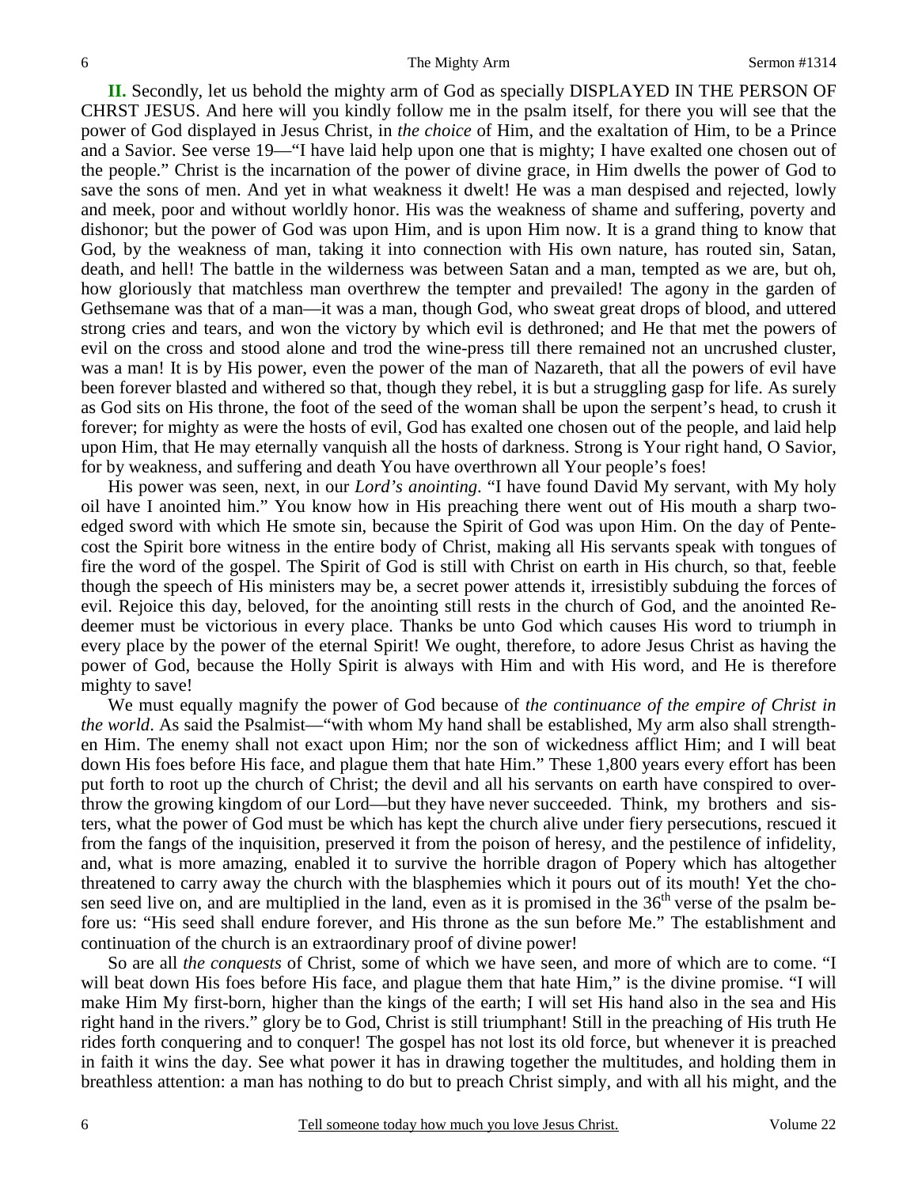**II.** Secondly, let us behold the mighty arm of God as specially DISPLAYED IN THE PERSON OF CHRST JESUS. And here will you kindly follow me in the psalm itself, for there you will see that the power of God displayed in Jesus Christ, in *the choice* of Him, and the exaltation of Him, to be a Prince and a Savior. See verse 19—"I have laid help upon one that is mighty; I have exalted one chosen out of the people." Christ is the incarnation of the power of divine grace, in Him dwells the power of God to save the sons of men. And yet in what weakness it dwelt! He was a man despised and rejected, lowly and meek, poor and without worldly honor. His was the weakness of shame and suffering, poverty and dishonor; but the power of God was upon Him, and is upon Him now. It is a grand thing to know that God, by the weakness of man, taking it into connection with His own nature, has routed sin, Satan, death, and hell! The battle in the wilderness was between Satan and a man, tempted as we are, but oh, how gloriously that matchless man overthrew the tempter and prevailed! The agony in the garden of Gethsemane was that of a man—it was a man, though God, who sweat great drops of blood, and uttered strong cries and tears, and won the victory by which evil is dethroned; and He that met the powers of evil on the cross and stood alone and trod the wine-press till there remained not an uncrushed cluster, was a man! It is by His power, even the power of the man of Nazareth, that all the powers of evil have been forever blasted and withered so that, though they rebel, it is but a struggling gasp for life. As surely as God sits on His throne, the foot of the seed of the woman shall be upon the serpent's head, to crush it forever; for mighty as were the hosts of evil, God has exalted one chosen out of the people, and laid help upon Him, that He may eternally vanquish all the hosts of darkness. Strong is Your right hand, O Savior, for by weakness, and suffering and death You have overthrown all Your people's foes!

His power was seen, next, in our *Lord's anointing*. "I have found David My servant, with My holy oil have I anointed him." You know how in His preaching there went out of His mouth a sharp two-edged sword with which He smote sin, because the Spirit of God was upon Him. On the day of Pentecost the Spirit bore witness in the entire body of Christ, making all His servants speak with tongues of fire the word of the gospel. The Spirit of God is still with Christ on earth in His church, so that, feeble though the speech of His ministers may be, a secret power attends it, irresistibly subduing the forces of evil. Rejoice this day, beloved, for the anointing still rests in the church of God, and the anointed Redeemer must be victorious in every place. Thanks be unto God which causes His word to triumph in every place by the power of the eternal Spirit! We ought, therefore, to adore Jesus Christ as having the power of God, because the Holly Spirit is always with Him and with His word, and He is therefore mighty to save!

We must equally magnify the power of God because of *the continuance of the empire of Christ in the world*. As said the Psalmist—"with whom My hand shall be established, My arm also shall strengthen Him. The enemy shall not exact upon Him; nor the son of wickedness afflict Him; and I will beat down His foes before His face, and plague them that hate Him." These 1,800 years every effort has been put forth to root up the church of Christ; the devil and all his servants on earth have conspired to overthrow the growing kingdom of our Lord—but they have never succeeded. Think, my brothers and sisters, what the power of God must be which has kept the church alive under fiery persecutions, rescued it from the fangs of the inquisition, preserved it from the poison of heresy, and the pestilence of infidelity, and, what is more amazing, enabled it to survive the horrible dragon of Popery which has altogether threatened to carry away the church with the blasphemies which it pours out of its mouth! Yet the chosen seed live on, and are multiplied in the land, even as it is promised in the 36th verse of the psalm before us: "His seed shall endure forever, and His throne as the sun before Me." The establishment and continuation of the church is an extraordinary proof of divine power!

So are all *the conquests* of Christ, some of which we have seen, and more of which are to come. "I will beat down His foes before His face, and plague them that hate Him," is the divine promise. "I will make Him My first-born, higher than the kings of the earth; I will set His hand also in the sea and His right hand in the rivers." glory be to God, Christ is still triumphant! Still in the preaching of His truth He rides forth conquering and to conquer! The gospel has not lost its old force, but whenever it is preached in faith it wins the day. See what power it has in drawing together the multitudes, and holding them in breathless attention: a man has nothing to do but to preach Christ simply, and with all his might, and the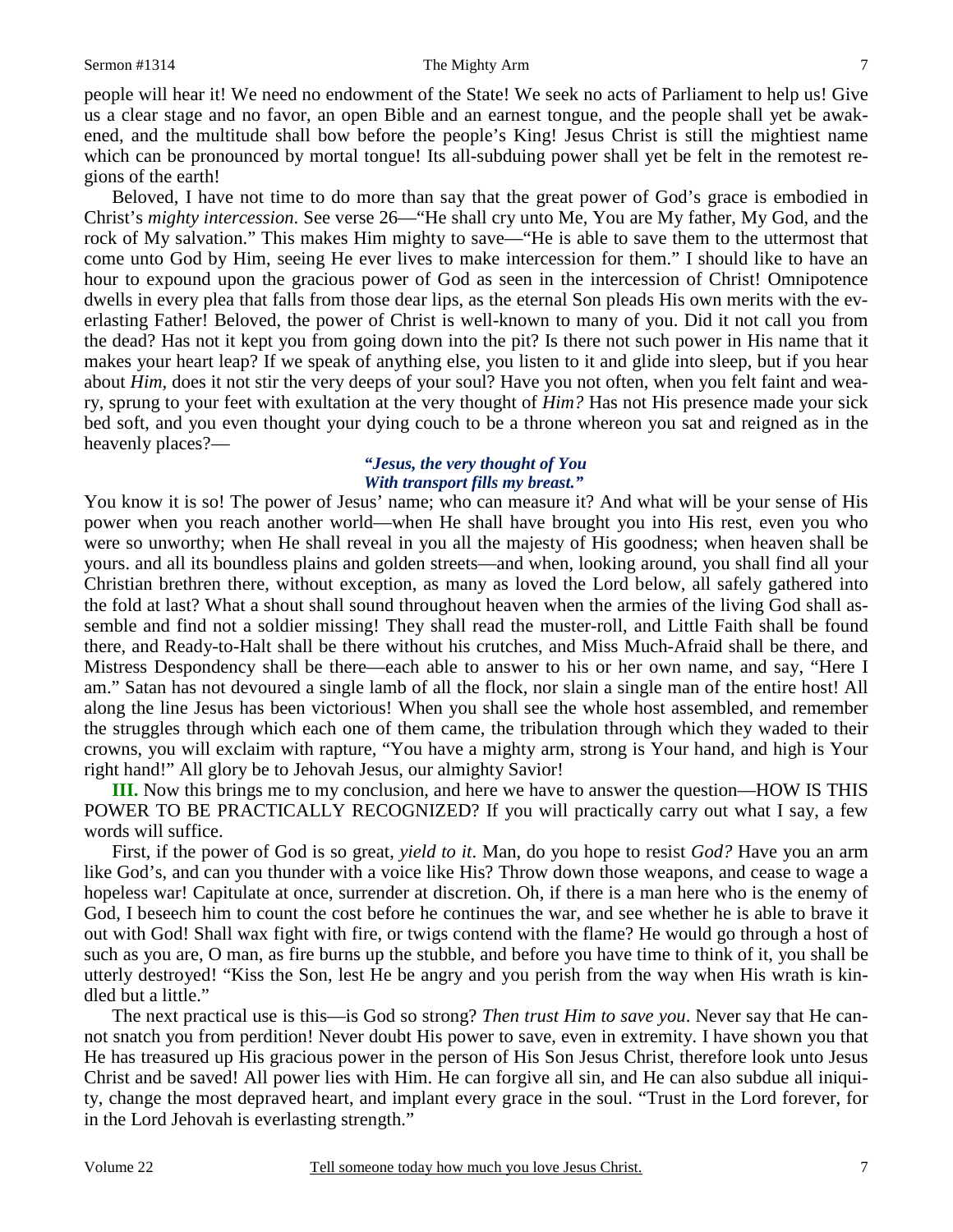people will hear it! We need no endowment of the State! We seek no acts of Parliament to help us! Give us a clear stage and no favor, an open Bible and an earnest tongue, and the people shall yet be awakened, and the multitude shall bow before the people's King! Jesus Christ is still the mightiest name which can be pronounced by mortal tongue! Its all-subduing power shall yet be felt in the remotest regions of the earth!

Beloved, I have not time to do more than say that the great power of God's grace is embodied in Christ's *mighty intercession*. See verse 26—"He shall cry unto Me, You are My father, My God, and the rock of My salvation." This makes Him mighty to save—"He is able to save them to the uttermost that come unto God by Him, seeing He ever lives to make intercession for them." I should like to have an hour to expound upon the gracious power of God as seen in the intercession of Christ! Omnipotence dwells in every plea that falls from those dear lips, as the eternal Son pleads His own merits with the everlasting Father! Beloved, the power of Christ is well-known to many of you. Did it not call you from the dead? Has not it kept you from going down into the pit? Is there not such power in His name that it makes your heart leap? If we speak of anything else, you listen to it and glide into sleep, but if you hear about *Him*, does it not stir the very deeps of your soul? Have you not often, when you felt faint and weary, sprung to your feet with exultation at the very thought of *Him?* Has not His presence made your sick bed soft, and you even thought your dying couch to be a throne whereon you sat and reigned as in the heavenly places?—

> ***"Jesus, the very thought of You***
> ***With transport fills my breast."***

You know it is so! The power of Jesus' name; who can measure it? And what will be your sense of His power when you reach another world—when He shall have brought you into His rest, even you who were so unworthy; when He shall reveal in you all the majesty of His goodness; when heaven shall be yours. and all its boundless plains and golden streets—and when, looking around, you shall find all your Christian brethren there, without exception, as many as loved the Lord below, all safely gathered into the fold at last? What a shout shall sound throughout heaven when the armies of the living God shall assemble and find not a soldier missing! They shall read the muster-roll, and Little Faith shall be found there, and Ready-to-Halt shall be there without his crutches, and Miss Much-Afraid shall be there, and Mistress Despondency shall be there—each able to answer to his or her own name, and say, "Here I am." Satan has not devoured a single lamb of all the flock, nor slain a single man of the entire host! All along the line Jesus has been victorious! When you shall see the whole host assembled, and remember the struggles through which each one of them came, the tribulation through which they waded to their crowns, you will exclaim with rapture, "You have a mighty arm, strong is Your hand, and high is Your right hand!" All glory be to Jehovah Jesus, our almighty Savior!

**III.** Now this brings me to my conclusion, and here we have to answer the question—HOW IS THIS POWER TO BE PRACTICALLY RECOGNIZED? If you will practically carry out what I say, a few words will suffice.

First, if the power of God is so great, *yield to it*. Man, do you hope to resist *God?* Have you an arm like God's, and can you thunder with a voice like His? Throw down those weapons, and cease to wage a hopeless war! Capitulate at once, surrender at discretion. Oh, if there is a man here who is the enemy of God, I beseech him to count the cost before he continues the war, and see whether he is able to brave it out with God! Shall wax fight with fire, or twigs contend with the flame? He would go through a host of such as you are, O man, as fire burns up the stubble, and before you have time to think of it, you shall be utterly destroyed! "Kiss the Son, lest He be angry and you perish from the way when His wrath is kindled but a little."

The next practical use is this—is God so strong? *Then trust Him to save you*. Never say that He cannot snatch you from perdition! Never doubt His power to save, even in extremity. I have shown you that He has treasured up His gracious power in the person of His Son Jesus Christ, therefore look unto Jesus Christ and be saved! All power lies with Him. He can forgive all sin, and He can also subdue all iniquity, change the most depraved heart, and implant every grace in the soul. "Trust in the Lord forever, for in the Lord Jehovah is everlasting strength."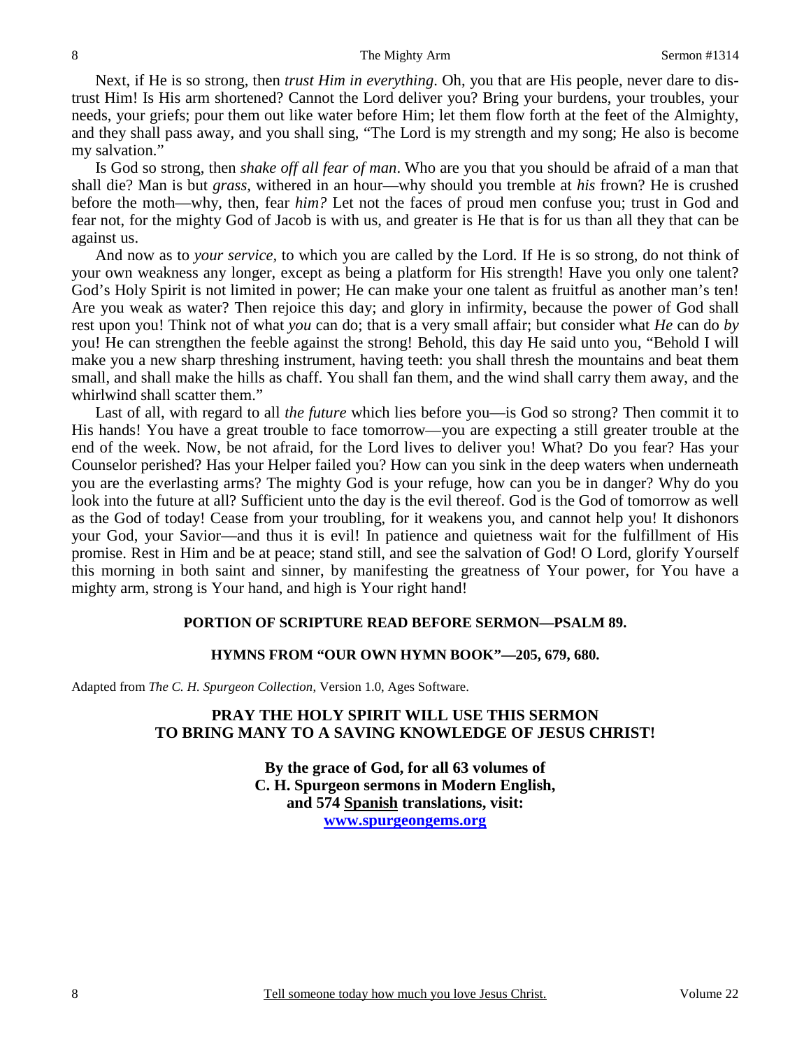Next, if He is so strong, then *trust Him in everything*. Oh, you that are His people, never dare to distrust Him! Is His arm shortened? Cannot the Lord deliver you? Bring your burdens, your troubles, your needs, your griefs; pour them out like water before Him; let them flow forth at the feet of the Almighty, and they shall pass away, and you shall sing, "The Lord is my strength and my song; He also is become my salvation."

Is God so strong, then *shake off all fear of man*. Who are you that you should be afraid of a man that shall die? Man is but *grass,* withered in an hour—why should you tremble at *his* frown? He is crushed before the moth—why, then, fear *him?* Let not the faces of proud men confuse you; trust in God and fear not, for the mighty God of Jacob is with us, and greater is He that is for us than all they that can be against us.

And now as to *your service,* to which you are called by the Lord. If He is so strong, do not think of your own weakness any longer, except as being a platform for His strength! Have you only one talent? God's Holy Spirit is not limited in power; He can make your one talent as fruitful as another man's ten! Are you weak as water? Then rejoice this day; and glory in infirmity, because the power of God shall rest upon you! Think not of what *you* can do; that is a very small affair; but consider what *He* can do *by* you! He can strengthen the feeble against the strong! Behold, this day He said unto you, "Behold I will make you a new sharp threshing instrument, having teeth: you shall thresh the mountains and beat them small, and shall make the hills as chaff. You shall fan them, and the wind shall carry them away, and the whirlwind shall scatter them."

Last of all, with regard to all *the future* which lies before you—is God so strong? Then commit it to His hands! You have a great trouble to face tomorrow—you are expecting a still greater trouble at the end of the week. Now, be not afraid, for the Lord lives to deliver you! What? Do you fear? Has your Counselor perished? Has your Helper failed you? How can you sink in the deep waters when underneath you are the everlasting arms? The mighty God is your refuge, how can you be in danger? Why do you look into the future at all? Sufficient unto the day is the evil thereof. God is the God of tomorrow as well as the God of today! Cease from your troubling, for it weakens you, and cannot help you! It dishonors your God, your Savior—and thus it is evil! In patience and quietness wait for the fulfillment of His promise. Rest in Him and be at peace; stand still, and see the salvation of God! O Lord, glorify Yourself this morning in both saint and sinner, by manifesting the greatness of Your power, for You have a mighty arm, strong is Your hand, and high is Your right hand!

**PORTION OF SCRIPTURE READ BEFORE SERMON—PSALM 89.**

**HYMNS FROM "OUR OWN HYMN BOOK"—205, 679, 680.**

Adapted from *The C. H. Spurgeon Collection,* Version 1.0, Ages Software.

**PRAY THE HOLY SPIRIT WILL USE THIS SERMON TO BRING MANY TO A SAVING KNOWLEDGE OF JESUS CHRIST!**

**By the grace of God, for all 63 volumes of C. H. Spurgeon sermons in Modern English, and 574 Spanish translations, visit: www.spurgeongems.org**